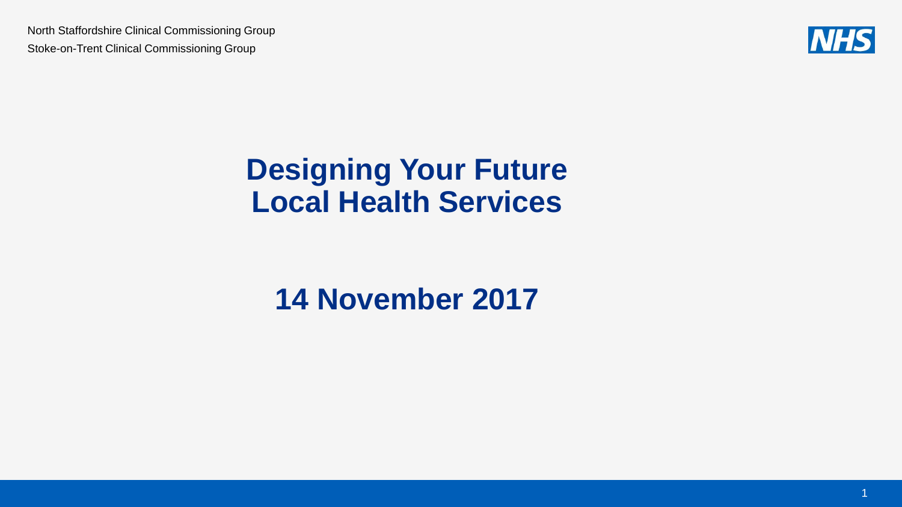North Staffordshire Clinical Commissioning Group

Stoke-on-Trent Clinical Commissioning Group

NHS

# Designing Your Future Local Health Services

## 14 November 2017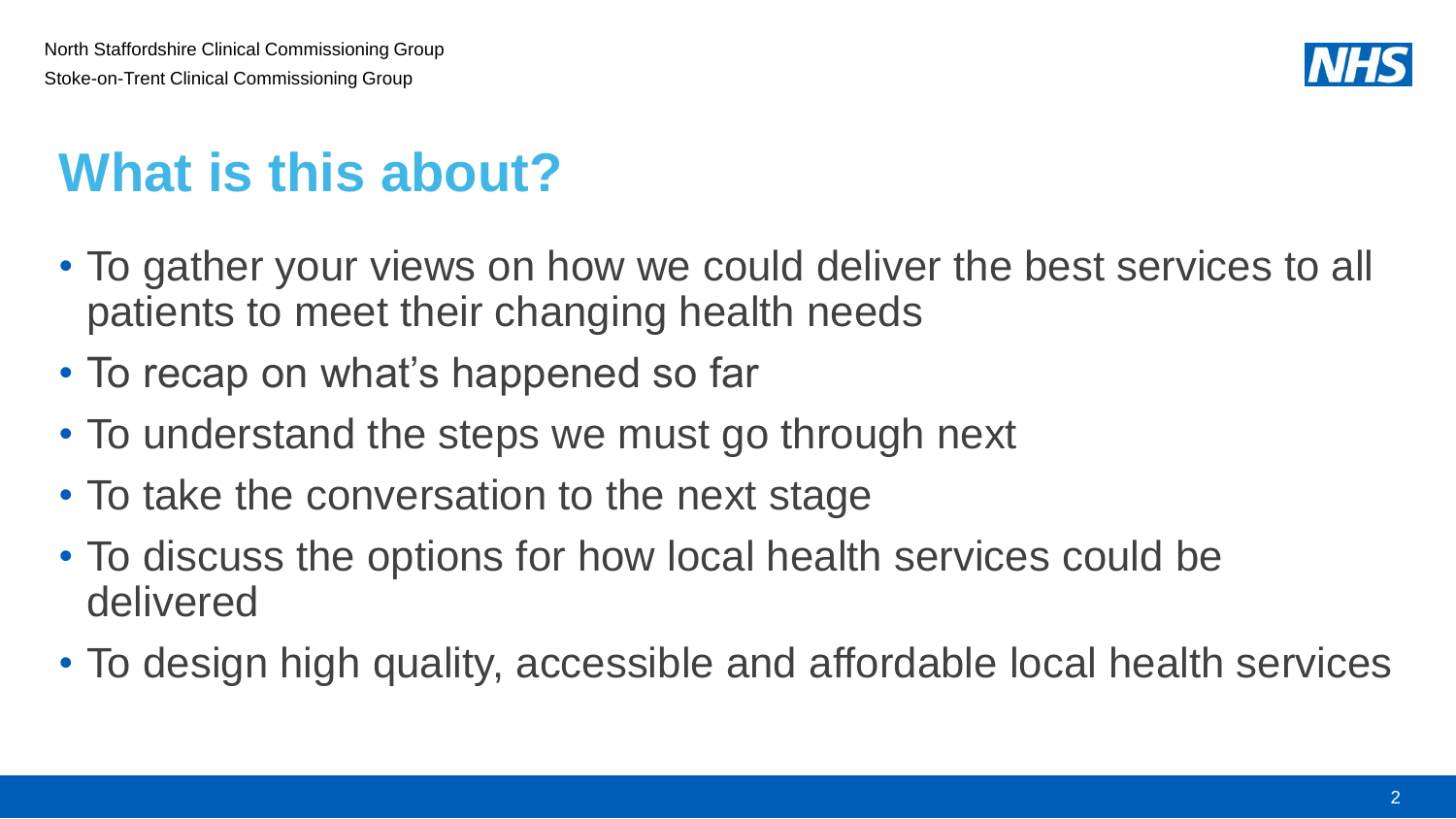# What is this about?

- To gather your views on how we could deliver the best services to all patients to meet their changing health needs
- To recap on what's happened so far
- To understand the steps we must go through next
- To take the conversation to the next stage
- To discuss the options for how local health services could be delivered
- To design high quality, accessible and affordable local health services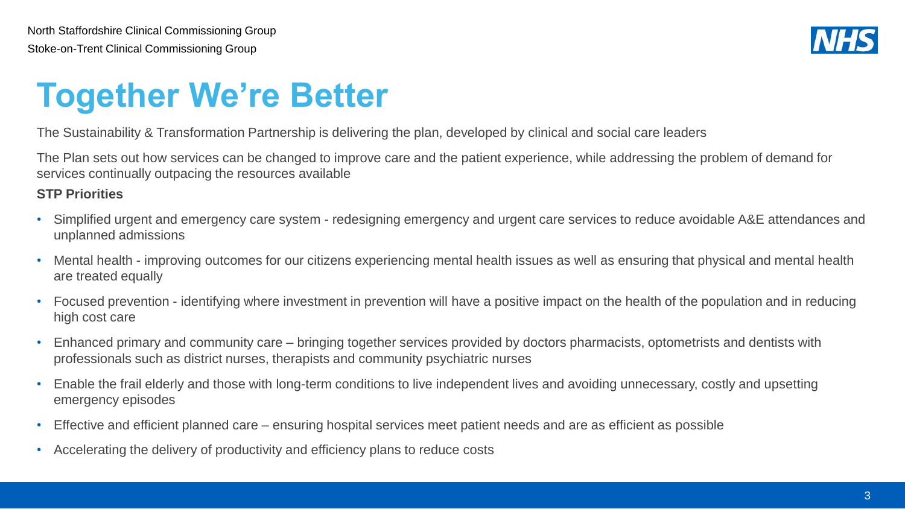North Staffordshire Clinical Commissioning Group

Stoke-on-Trent Clinical Commissioning Group

# Together We're Better

The Sustainability & Transformation Partnership is delivering the plan, developed by clinical and social care leaders

The Plan sets out how services can be changed to improve care and the patient experience, while addressing the problem of demand for services continually outpacing the resources available

**STP Priorities**

- Simplified urgent and emergency care system - redesigning emergency and urgent care services to reduce avoidable A&E attendances and unplanned admissions
- Mental health - improving outcomes for our citizens experiencing mental health issues as well as ensuring that physical and mental health are treated equally
- Focused prevention - identifying where investment in prevention will have a positive impact on the health of the population and in reducing high cost care
- Enhanced primary and community care – bringing together services provided by doctors pharmacists, optometrists and dentists with professionals such as district nurses, therapists and community psychiatric nurses
- Enable the frail elderly and those with long-term conditions to live independent lives and avoiding unnecessary, costly and upsetting emergency episodes
- Effective and efficient planned care – ensuring hospital services meet patient needs and are as efficient as possible
- Accelerating the delivery of productivity and efficiency plans to reduce costs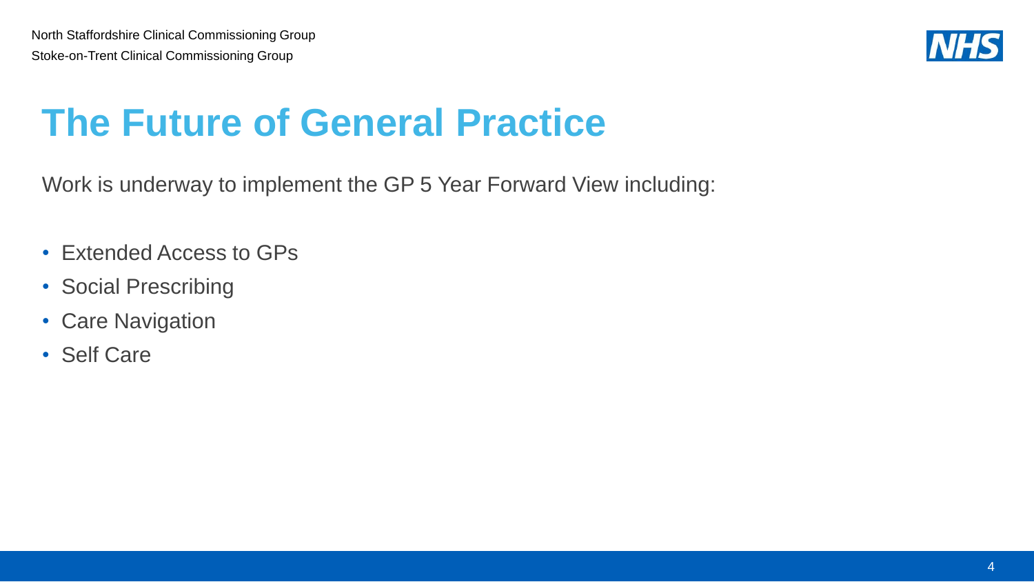# The Future of General Practice

Work is underway to implement the GP 5 Year Forward View including:

- Extended Access to GPs
- Social Prescribing
- Care Navigation
- Self Care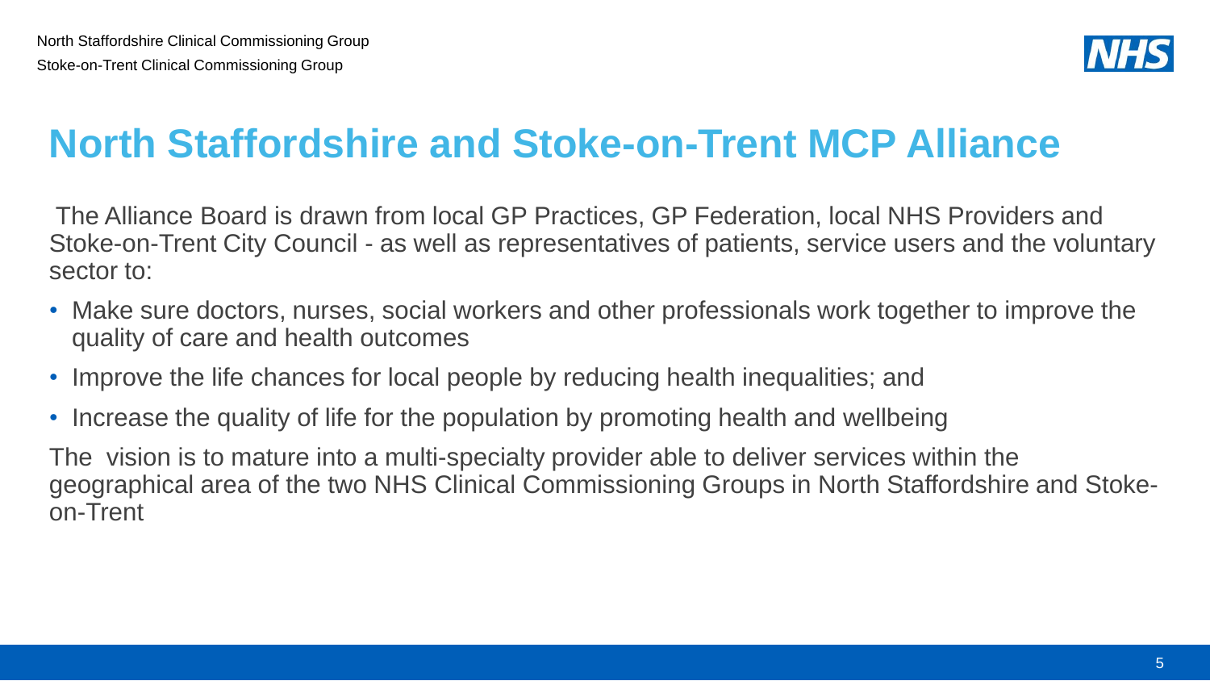# North Staffordshire and Stoke-on-Trent MCP Alliance

The Alliance Board is drawn from local GP Practices, GP Federation, local NHS Providers and Stoke-on-Trent City Council - as well as representatives of patients, service users and the voluntary sector to:

- Make sure doctors, nurses, social workers and other professionals work together to improve the quality of care and health outcomes
- Improve the life chances for local people by reducing health inequalities; and
- Increase the quality of life for the population by promoting health and wellbeing

The vision is to mature into a multi-specialty provider able to deliver services within the geographical area of the two NHS Clinical Commissioning Groups in North Staffordshire and Stoke-on-Trent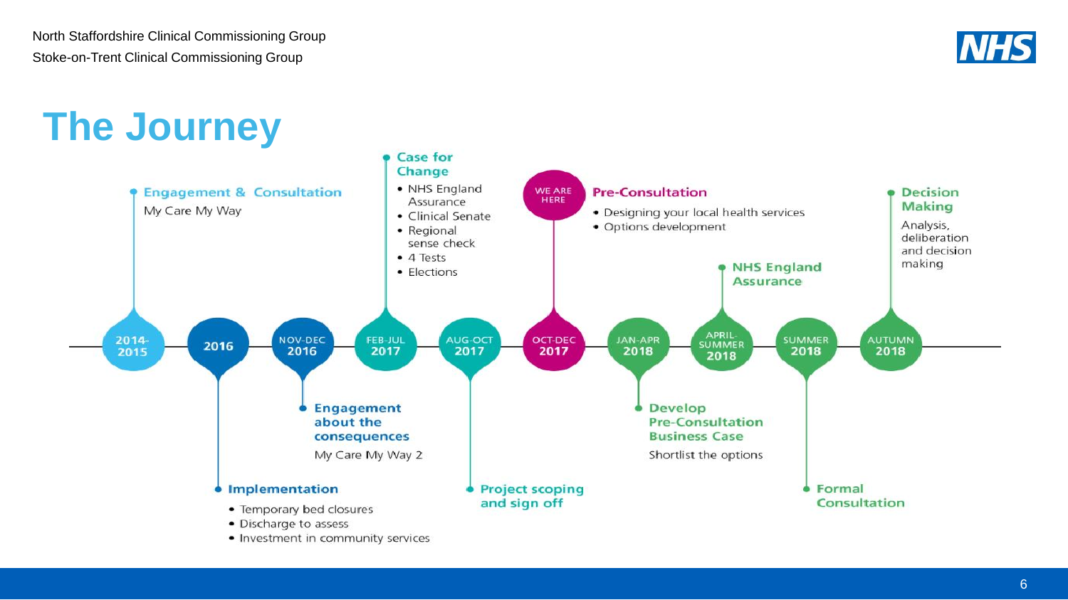# The Journey

**2014-2015** — **Engagement & Consultation**
My Care My Way

**2016** — **Implementation**
- Temporary bed closures
- Discharge to assess
- Investment in community services

**NOV-DEC 2016** — **Engagement about the consequences**
My Care My Way 2

**FEB-JUL 2017** — **Case for Change**
- NHS England Assurance
- Clinical Senate
- Regional sense check
- 4 Tests
- Elections

**AUG-OCT 2017** — **Project scoping and sign off**

**OCT-DEC 2017** — WE ARE HERE — **Pre-Consultation**
- Designing your local health services
- Options development

**JAN-APR 2018** — **Develop Pre-Consultation Business Case**
Shortlist the options

**APRIL-SUMMER 2018** — **NHS England Assurance**

**SUMMER 2018** — **Formal Consultation**

**AUTUMN 2018** — **Decision Making**
Analysis, deliberation and decision making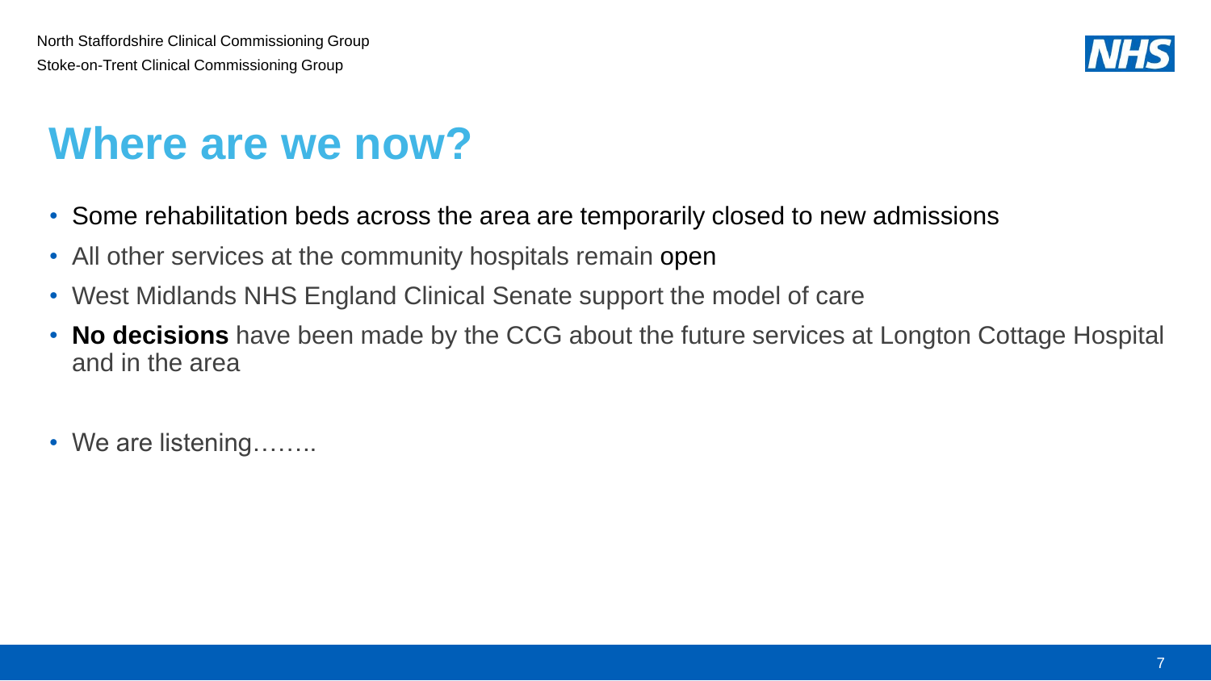# Where are we now?

- Some rehabilitation beds across the area are temporarily closed to new admissions
- All other services at the community hospitals remain open
- West Midlands NHS England Clinical Senate support the model of care
- **No decisions** have been made by the CCG about the future services at Longton Cottage Hospital and in the area

- We are listening……..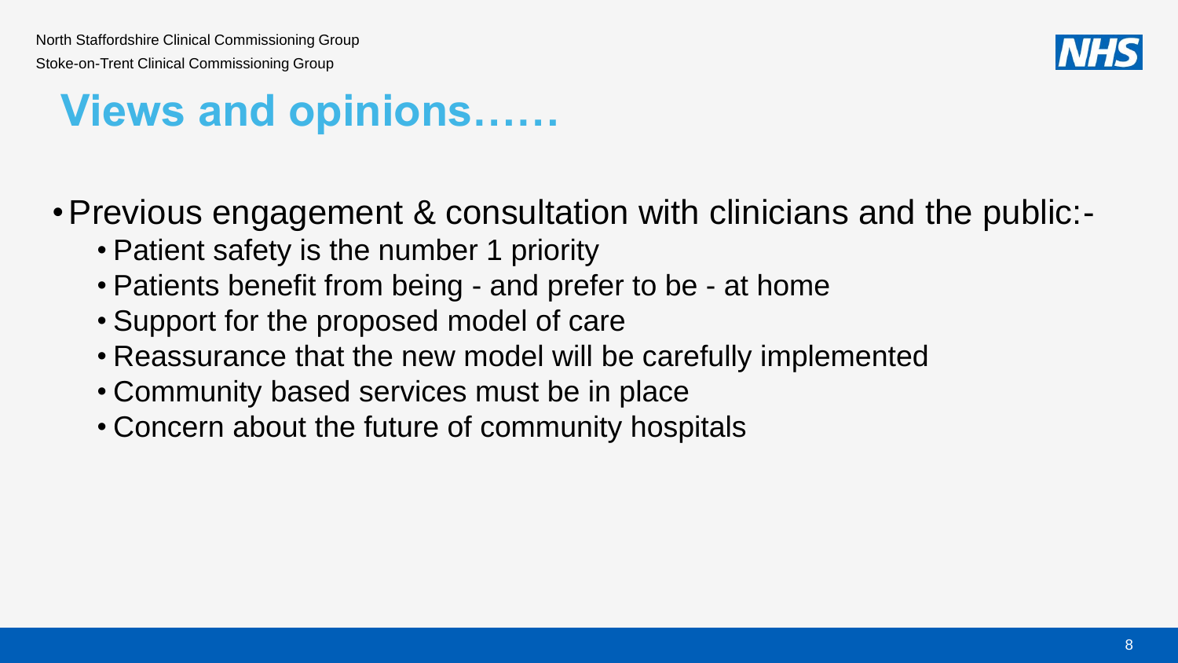# Views and opinions……

- Previous engagement & consultation with clinicians and the public:-
  - Patient safety is the number 1 priority
  - Patients benefit from being - and prefer to be - at home
  - Support for the proposed model of care
  - Reassurance that the new model will be carefully implemented
  - Community based services must be in place
  - Concern about the future of community hospitals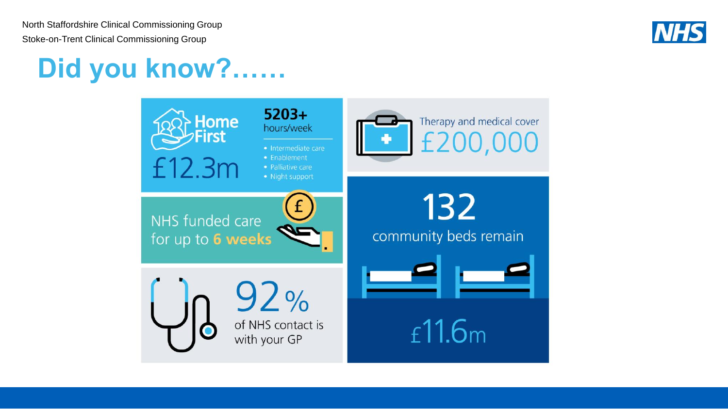North Staffordshire Clinical Commissioning Group

Stoke-on-Trent Clinical Commissioning Group

# Did you know?……

**Home First**

£12.3m

**5203+** hours/week

- Intermediate care
- Enablement
- Palliative care
- Night support

Therapy and medical cover

£200,000

NHS funded care for up to **6 weeks**

132

community beds remain

£11.6m

92%

of NHS contact is with your GP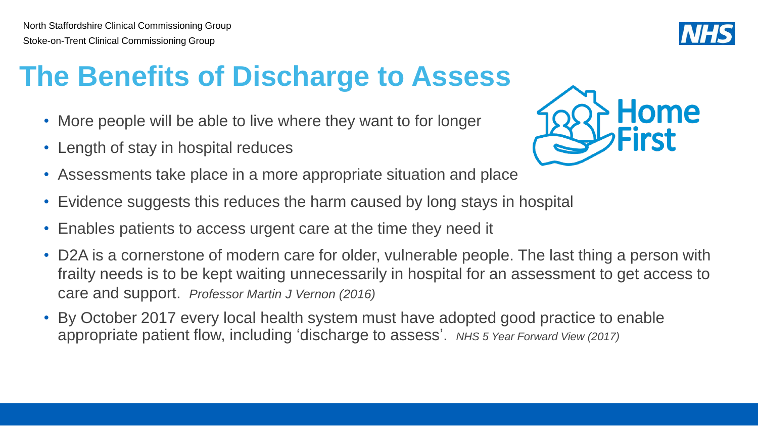North Staffordshire Clinical Commissioning Group

Stoke-on-Trent Clinical Commissioning Group

# The Benefits of Discharge to Assess

- More people will be able to live where they want to for longer
- Length of stay in hospital reduces
- Assessments take place in a more appropriate situation and place
- Evidence suggests this reduces the harm caused by long stays in hospital
- Enables patients to access urgent care at the time they need it
- D2A is a cornerstone of modern care for older, vulnerable people. The last thing a person with frailty needs is to be kept waiting unnecessarily in hospital for an assessment to get access to care and support. *Professor Martin J Vernon (2016)*
- By October 2017 every local health system must have adopted good practice to enable appropriate patient flow, including 'discharge to assess'. *NHS 5 Year Forward View (2017)*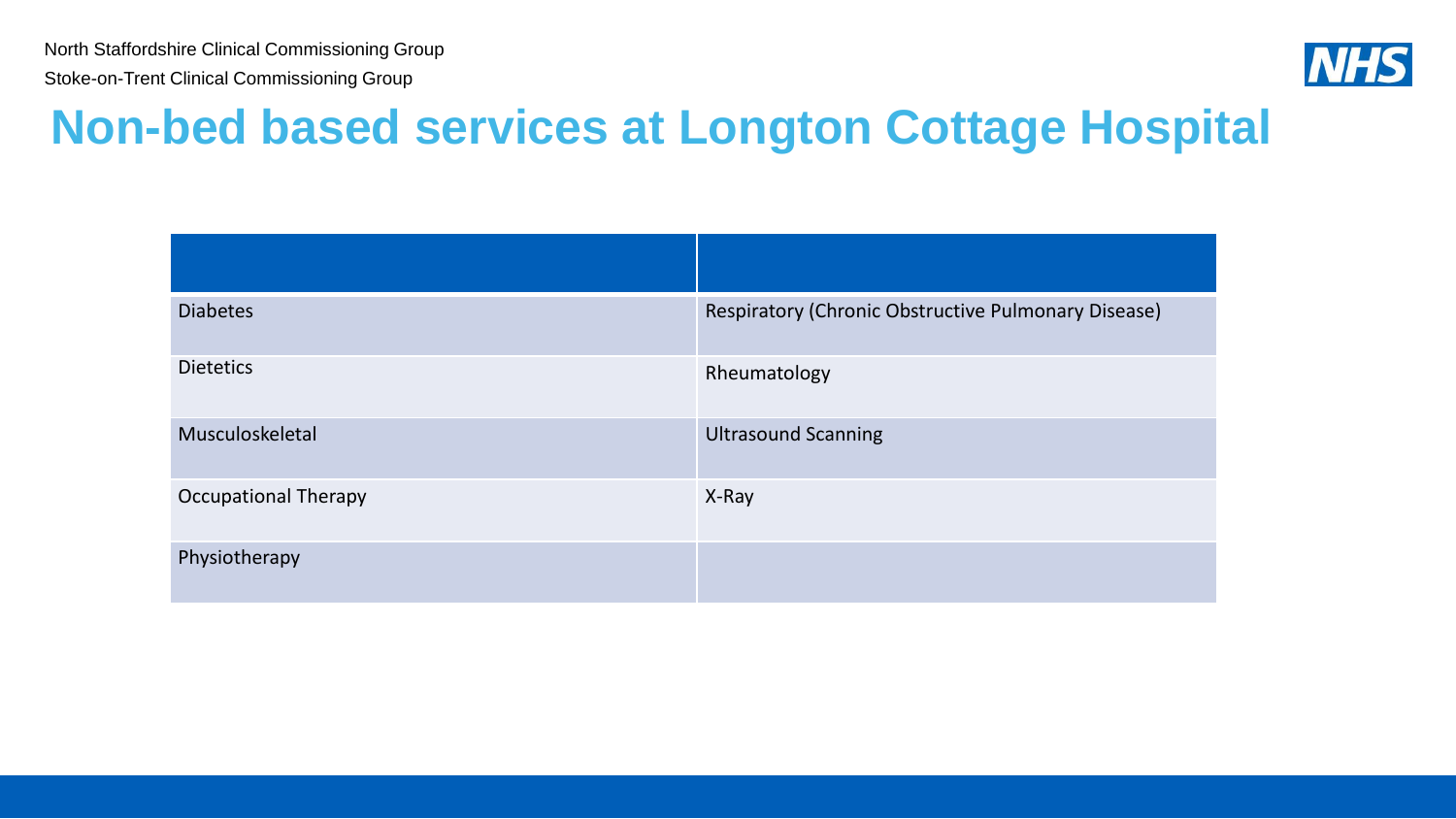# Non-bed based services at Longton Cottage Hospital

| | |
|---|---|
| Diabetes | Respiratory (Chronic Obstructive Pulmonary Disease) |
| Dietetics | Rheumatology |
| Musculoskeletal | Ultrasound Scanning |
| Occupational Therapy | X-Ray |
| Physiotherapy | |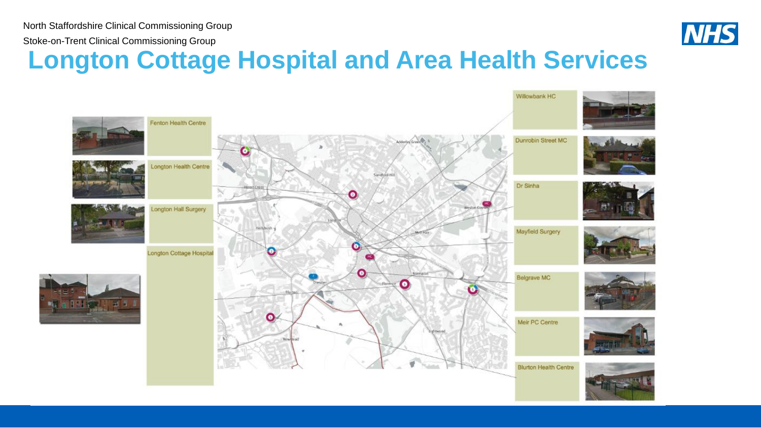North Staffordshire Clinical Commissioning Group

Stoke-on-Trent Clinical Commissioning Group

# Longton Cottage Hospital and Area Health Services

Fenton Health Centre

Longton Health Centre

Longton Hall Surgery

Longton Cottage Hospital

Willowbank HC

Dunrobin Street MC

Dr Sinha

Mayfield Surgery

Belgrave MC

Meir PC Centre

Blurton Health Centre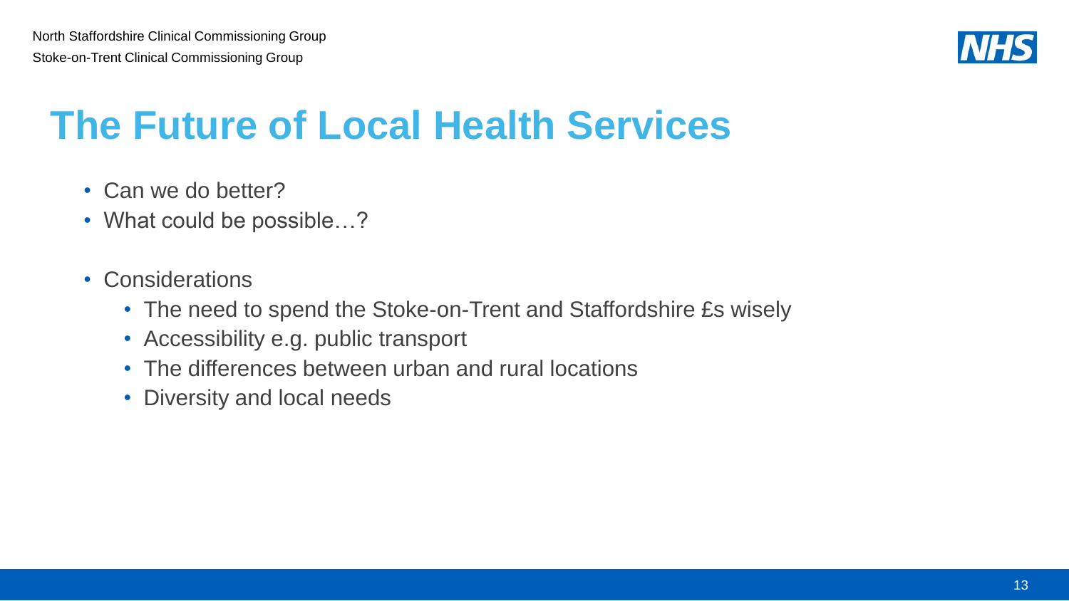# The Future of Local Health Services

- Can we do better?
- What could be possible…?
- Considerations
  - The need to spend the Stoke-on-Trent and Staffordshire £s wisely
  - Accessibility e.g. public transport
  - The differences between urban and rural locations
  - Diversity and local needs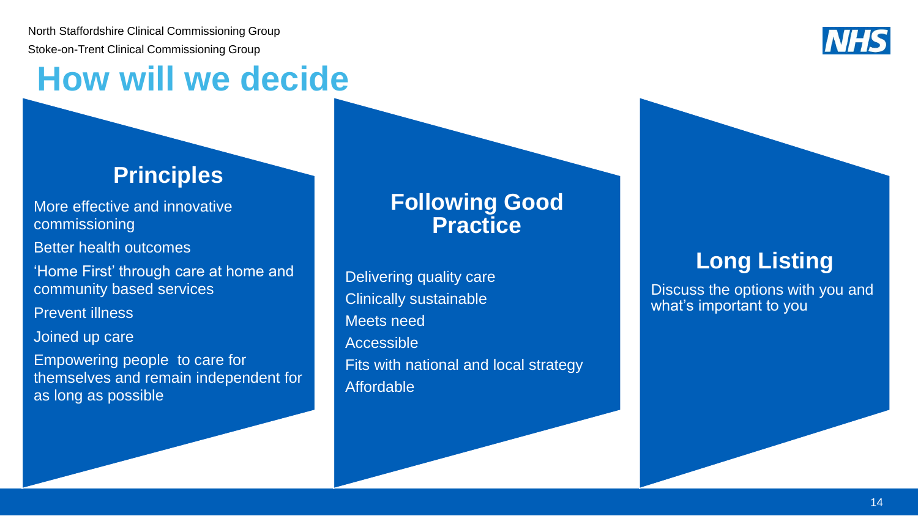North Staffordshire Clinical Commissioning Group

Stoke-on-Trent Clinical Commissioning Group

# How will we decide

## Principles

- More effective and innovative commissioning
- Better health outcomes
- 'Home First' through care at home and community based services
- Prevent illness
- Joined up care
- Empowering people to care for themselves and remain independent for as long as possible

## Following Good Practice

- Delivering quality care
- Clinically sustainable
- Meets need
- Accessible
- Fits with national and local strategy
- Affordable

## Long Listing

Discuss the options with you and what's important to you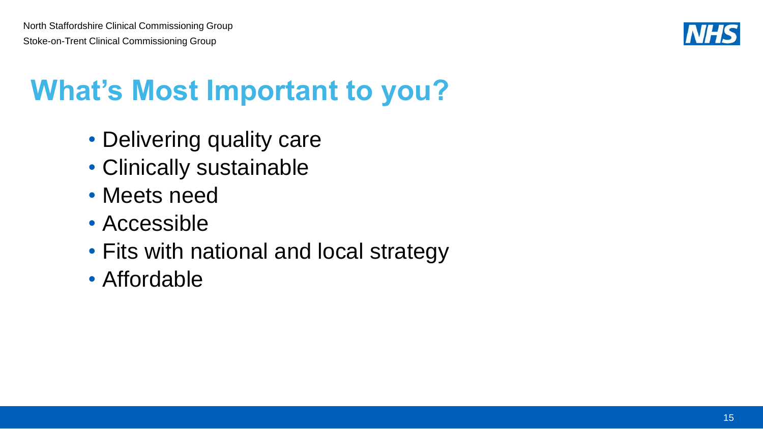# What's Most Important to you?

- Delivering quality care
- Clinically sustainable
- Meets need
- Accessible
- Fits with national and local strategy
- Affordable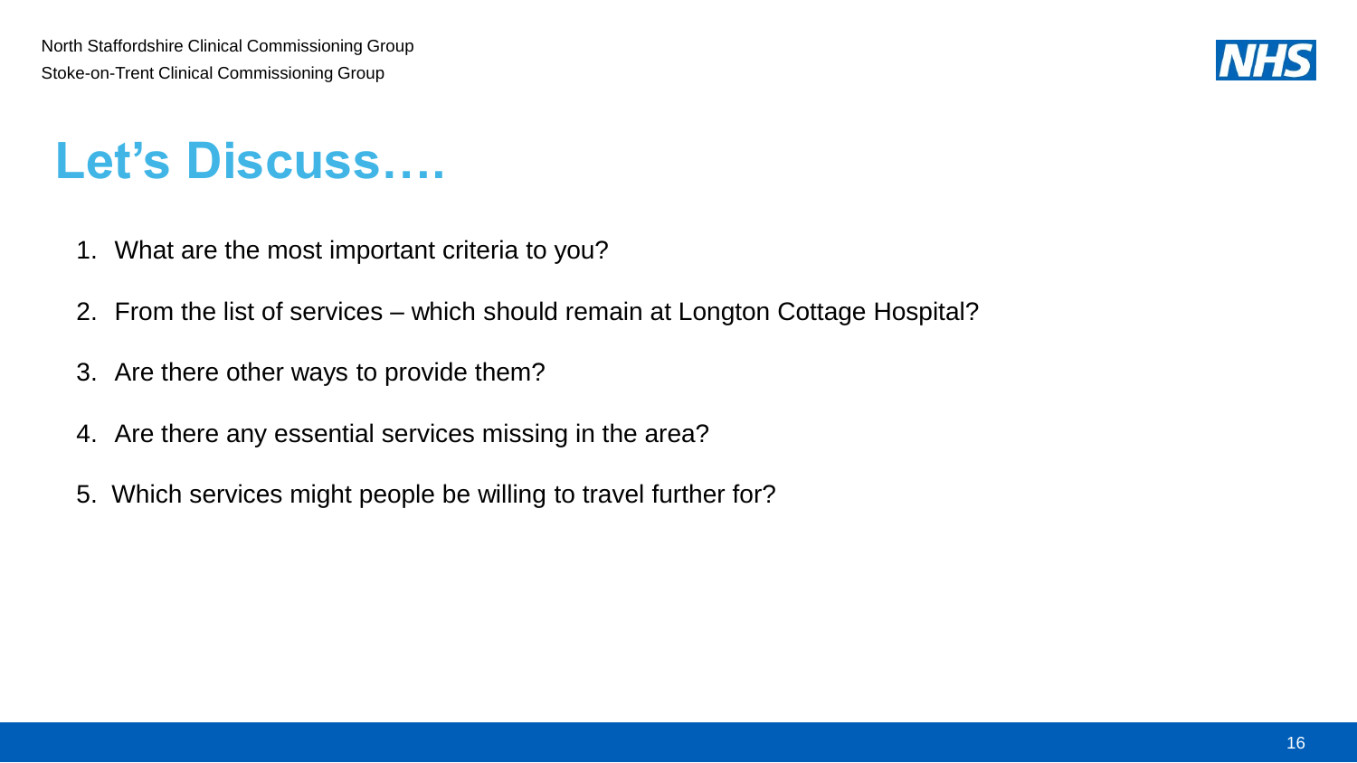# Let's Discuss….

1. What are the most important criteria to you?
2. From the list of services – which should remain at Longton Cottage Hospital?
3. Are there other ways to provide them?
4. Are there any essential services missing in the area?
5. Which services might people be willing to travel further for?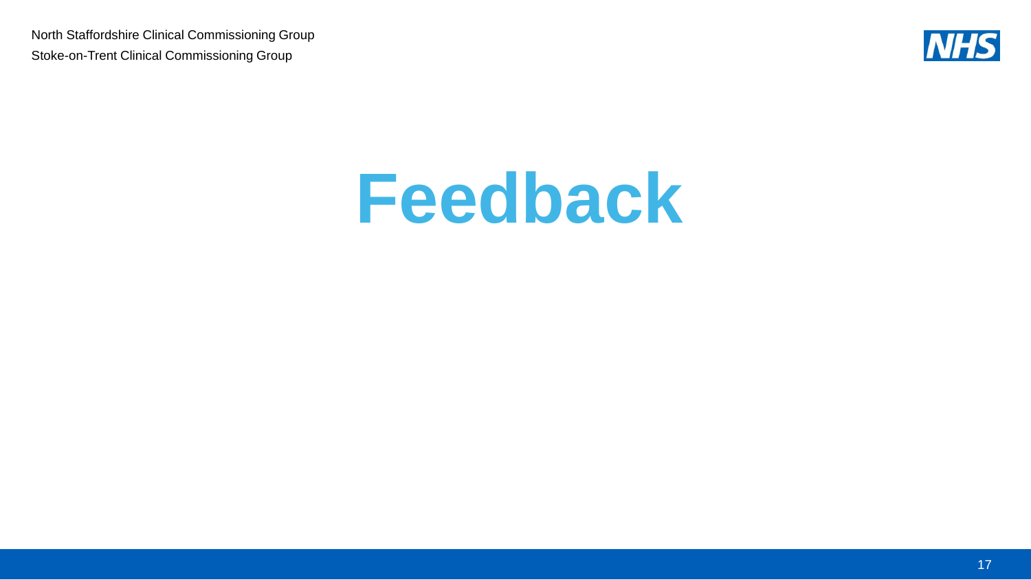# Feedback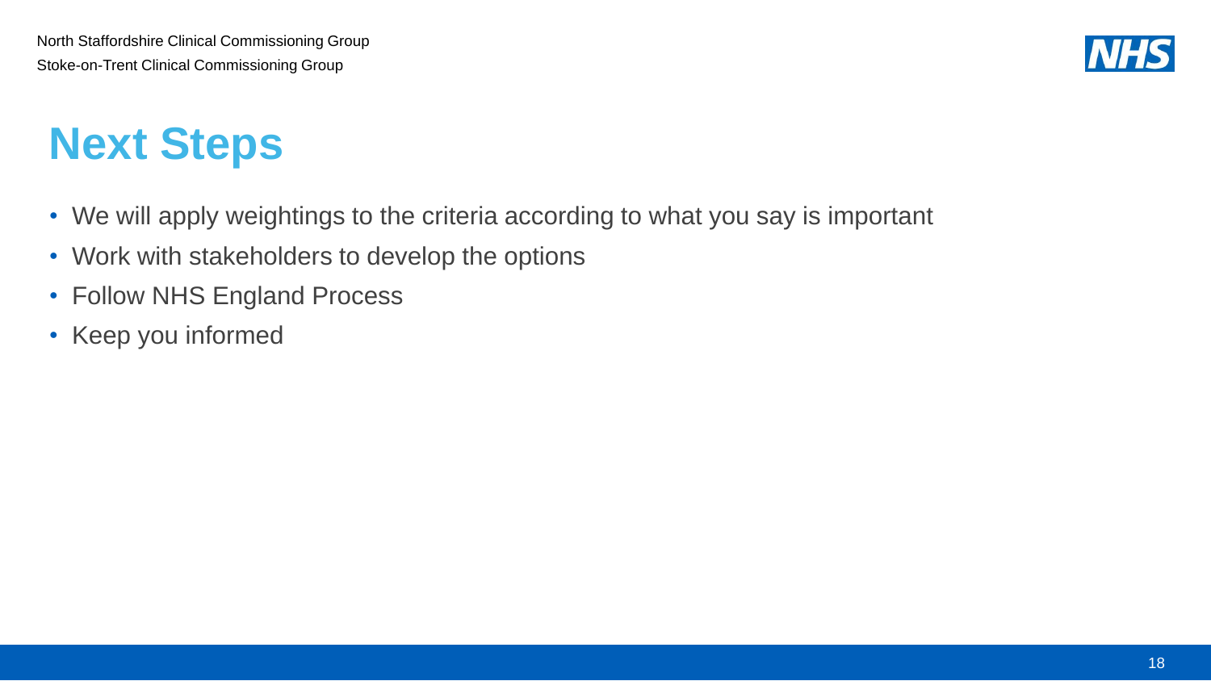# Next Steps

- We will apply weightings to the criteria according to what you say is important
- Work with stakeholders to develop the options
- Follow NHS England Process
- Keep you informed